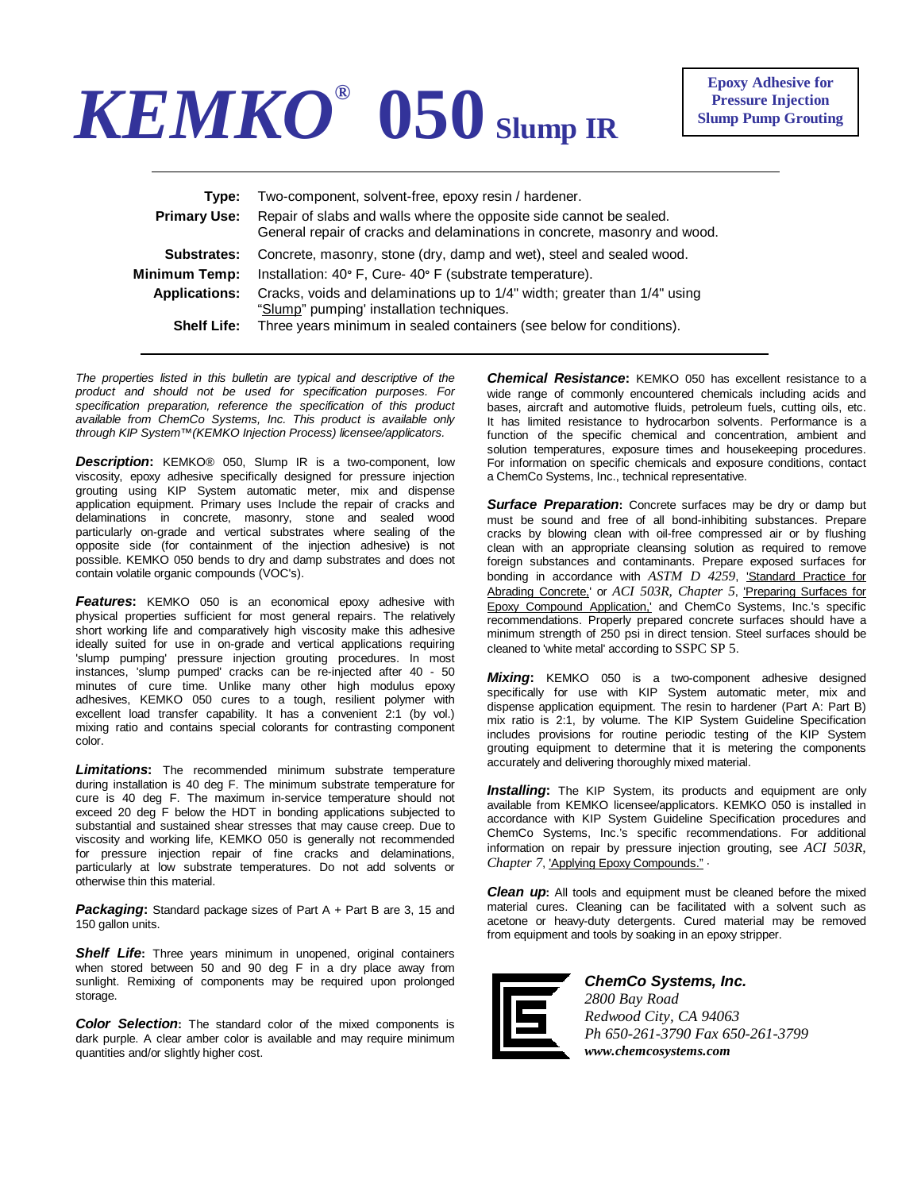# *KEMKO*® 050 Slump IR

**Epoxy Adhesive for Pressure Injection Slump Pump Grouting**

| | |
|---|---|
| **Type:** | Two-component, solvent-free, epoxy resin / hardener. |
| **Primary Use:** | Repair of slabs and walls where the opposite side cannot be sealed. General repair of cracks and delaminations in concrete, masonry and wood. |
| **Substrates:** | Concrete, masonry, stone (dry, damp and wet), steel and sealed wood. |
| **Minimum Temp:** | Installation: 40° F, Cure- 40° F (substrate temperature). |
| **Applications:** | Cracks, voids and delaminations up to 1/4" width; greater than 1/4" using "Slump" pumping' installation techniques. |
| **Shelf Life:** | Three years minimum in sealed containers (see below for conditions). |

*The properties listed in this bulletin are typical and descriptive of the product and should not be used for specification purposes. For specification preparation, reference the specification of this product available from ChemCo Systems, Inc. This product is available only through KIP System™(KEMKO Injection Process) licensee/applicators.*

***Description*:** KEMKO® 050, Slump IR is a two-component, low viscosity, epoxy adhesive specifically designed for pressure injection grouting using KIP System automatic meter, mix and dispense application equipment. Primary uses Include the repair of cracks and delaminations in concrete, masonry, stone and sealed wood particularly on-grade and vertical substrates where sealing of the opposite side (for containment of the injection adhesive) is not possible. KEMKO 050 bends to dry and damp substrates and does not contain volatile organic compounds (VOC's).

***Features*:** KEMKO 050 is an economical epoxy adhesive with physical properties sufficient for most general repairs. The relatively short working life and comparatively high viscosity make this adhesive ideally suited for use in on-grade and vertical applications requiring 'slump pumping' pressure injection grouting procedures. In most instances, 'slump pumped' cracks can be re-injected after 40 - 50 minutes of cure time. Unlike many other high modulus epoxy adhesives, KEMKO 050 cures to a tough, resilient polymer with excellent load transfer capability. It has a convenient 2:1 (by vol.) mixing ratio and contains special colorants for contrasting component color.

***Limitations*:** The recommended minimum substrate temperature during installation is 40 deg F. The minimum substrate temperature for cure is 40 deg F. The maximum in-service temperature should not exceed 20 deg F below the HDT in bonding applications subjected to substantial and sustained shear stresses that may cause creep. Due to viscosity and working life, KEMKO 050 is generally not recommended for pressure injection repair of fine cracks and delaminations, particularly at low substrate temperatures. Do not add solvents or otherwise thin this material.

***Packaging*:** Standard package sizes of Part A + Part B are 3, 15 and 150 gallon units.

***Shelf Life*:** Three years minimum in unopened, original containers when stored between 50 and 90 deg F in a dry place away from sunlight. Remixing of components may be required upon prolonged storage.

***Color Selection*:** The standard color of the mixed components is dark purple. A clear amber color is available and may require minimum quantities and/or slightly higher cost.

***Chemical Resistance*:** KEMKO 050 has excellent resistance to a wide range of commonly encountered chemicals including acids and bases, aircraft and automotive fluids, petroleum fuels, cutting oils, etc. It has limited resistance to hydrocarbon solvents. Performance is a function of the specific chemical and concentration, ambient and solution temperatures, exposure times and housekeeping procedures. For information on specific chemicals and exposure conditions, contact a ChemCo Systems, Inc., technical representative.

***Surface Preparation*:** Concrete surfaces may be dry or damp but must be sound and free of all bond-inhibiting substances. Prepare cracks by blowing clean with oil-free compressed air or by flushing clean with an appropriate cleansing solution as required to remove foreign substances and contaminants. Prepare exposed surfaces for bonding in accordance with *ASTM D 4259*, 'Standard Practice for Abrading Concrete,' or *ACI 503R, Chapter 5*, 'Preparing Surfaces for Epoxy Compound Application,' and ChemCo Systems, Inc.'s specific recommendations. Properly prepared concrete surfaces should have a minimum strength of 250 psi in direct tension. Steel surfaces should be cleaned to 'white metal' according to SSPC SP 5.

***Mixing*:** KEMKO 050 is a two-component adhesive designed specifically for use with KIP System automatic meter, mix and dispense application equipment. The resin to hardener (Part A: Part B) mix ratio is 2:1, by volume. The KIP System Guideline Specification includes provisions for routine periodic testing of the KIP System grouting equipment to determine that it is metering the components accurately and delivering thoroughly mixed material.

***Installing*:** The KIP System, its products and equipment are only available from KEMKO licensee/applicators. KEMKO 050 is installed in accordance with KIP System Guideline Specification procedures and ChemCo Systems, Inc.'s specific recommendations. For additional information on repair by pressure injection grouting, see *ACI 503R, Chapter 7*, 'Applying Epoxy Compounds." ·

***Clean up*:** All tools and equipment must be cleaned before the mixed material cures. Cleaning can be facilitated with a solvent such as acetone or heavy-duty detergents. Cured material may be removed from equipment and tools by soaking in an epoxy stripper.

***ChemCo Systems, Inc.***
*2800 Bay Road*
*Redwood City, CA 94063*
*Ph 650-261-3790 Fax 650-261-3799*
***www.chemcosystems.com***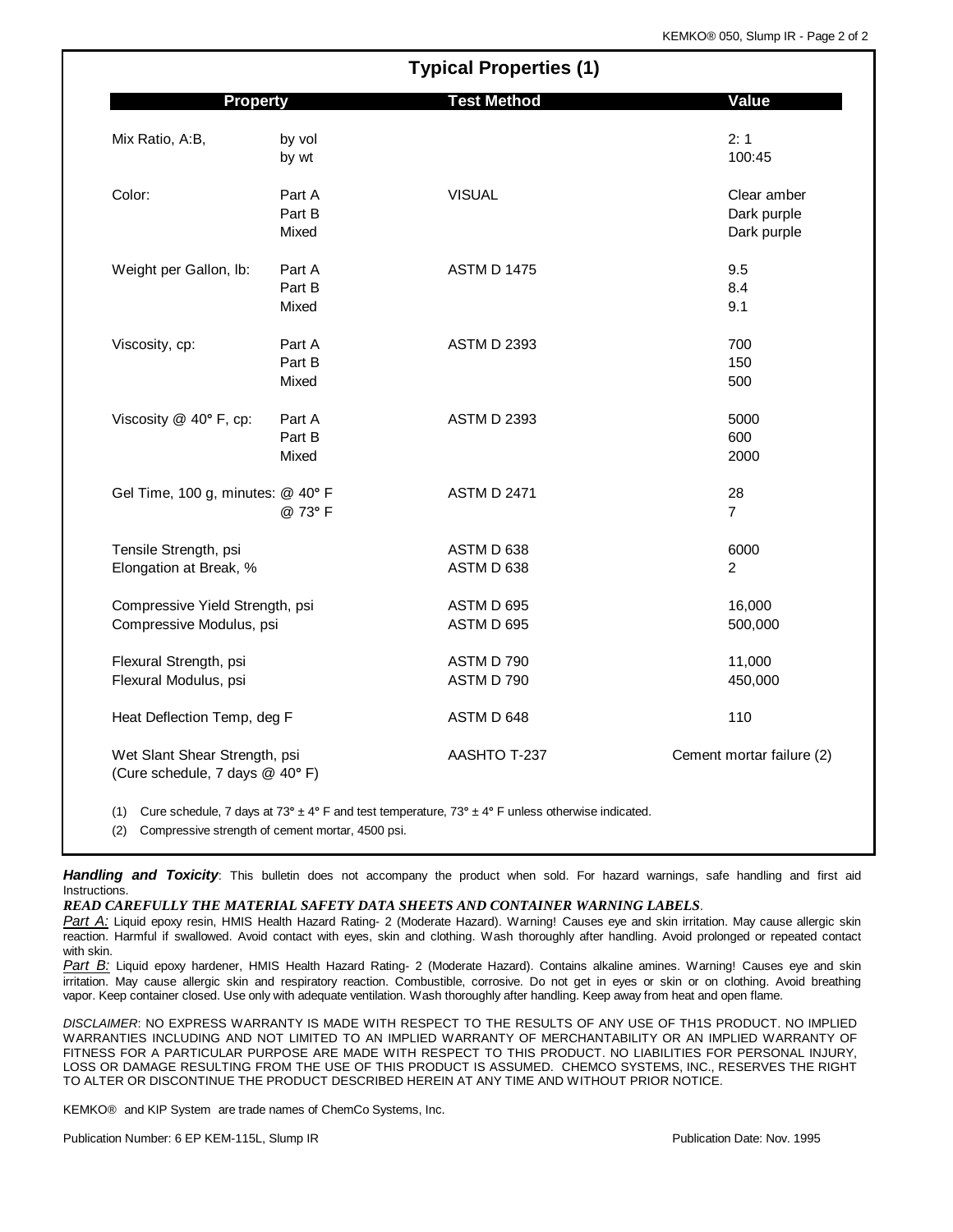## Typical Properties (1)

| Property | | Test Method | Value |
|---|---|---|---|
| Mix Ratio, A:B, | by vol | | 2: 1 |
| | by wt | | 100:45 |
| Color: | Part A | VISUAL | Clear amber |
| | Part B | | Dark purple |
| | Mixed | | Dark purple |
| Weight per Gallon, lb: | Part A | ASTM D 1475 | 9.5 |
| | Part B | | 8.4 |
| | Mixed | | 9.1 |
| Viscosity, cp: | Part A | ASTM D 2393 | 700 |
| | Part B | | 150 |
| | Mixed | | 500 |
| Viscosity @ 40° F, cp: | Part A | ASTM D 2393 | 5000 |
| | Part B | | 600 |
| | Mixed | | 2000 |
| Gel Time, 100 g, minutes: | @ 40° F | ASTM D 2471 | 28 |
| | @ 73° F | | 7 |
| Tensile Strength, psi | | ASTM D 638 | 6000 |
| Elongation at Break, % | | ASTM D 638 | 2 |
| Compressive Yield Strength, psi | | ASTM D 695 | 16,000 |
| Compressive Modulus, psi | | ASTM D 695 | 500,000 |
| Flexural Strength, psi | | ASTM D 790 | 11,000 |
| Flexural Modulus, psi | | ASTM D 790 | 450,000 |
| Heat Deflection Temp, deg F | | ASTM D 648 | 110 |
| Wet Slant Shear Strength, psi (Cure schedule, 7 days @ 40° F) | | AASHTO T-237 | Cement mortar failure (2) |

(1) Cure schedule, 7 days at 73° ± 4° F and test temperature, 73° ± 4° F unless otherwise indicated.

(2) Compressive strength of cement mortar, 4500 psi.

***Handling and Toxicity***: This bulletin does not accompany the product when sold. For hazard warnings, safe handling and first aid Instructions.

***READ CAREFULLY THE MATERIAL SAFETY DATA SHEETS AND CONTAINER WARNING LABELS***.

*Part A:* Liquid epoxy resin, HMIS Health Hazard Rating- 2 (Moderate Hazard). Warning! Causes eye and skin irritation. May cause allergic skin reaction. Harmful if swallowed. Avoid contact with eyes, skin and clothing. Wash thoroughly after handling. Avoid prolonged or repeated contact with skin.

*Part B:* Liquid epoxy hardener, HMIS Health Hazard Rating- 2 (Moderate Hazard). Contains alkaline amines. Warning! Causes eye and skin irritation. May cause allergic skin and respiratory reaction. Combustible, corrosive. Do not get in eyes or skin or on clothing. Avoid breathing vapor. Keep container closed. Use only with adequate ventilation. Wash thoroughly after handling. Keep away from heat and open flame.

*DISCLAIMER*: NO EXPRESS WARRANTY IS MADE WITH RESPECT TO THE RESULTS OF ANY USE OF TH1S PRODUCT. NO IMPLIED WARRANTIES INCLUDING AND NOT LIMITED TO AN IMPLIED WARRANTY OF MERCHANTABILITY OR AN IMPLIED WARRANTY OF FITNESS FOR A PARTICULAR PURPOSE ARE MADE WITH RESPECT TO THIS PRODUCT. NO LIABILITIES FOR PERSONAL INJURY, LOSS OR DAMAGE RESULTING FROM THE USE OF THIS PRODUCT IS ASSUMED. CHEMCO SYSTEMS, INC., RESERVES THE RIGHT TO ALTER OR DISCONTINUE THE PRODUCT DESCRIBED HEREIN AT ANY TIME AND WITHOUT PRIOR NOTICE.

KEMKO® and KIP System are trade names of ChemCo Systems, Inc.

Publication Number: 6 EP KEM-115L, Slump IR

Publication Date: Nov. 1995